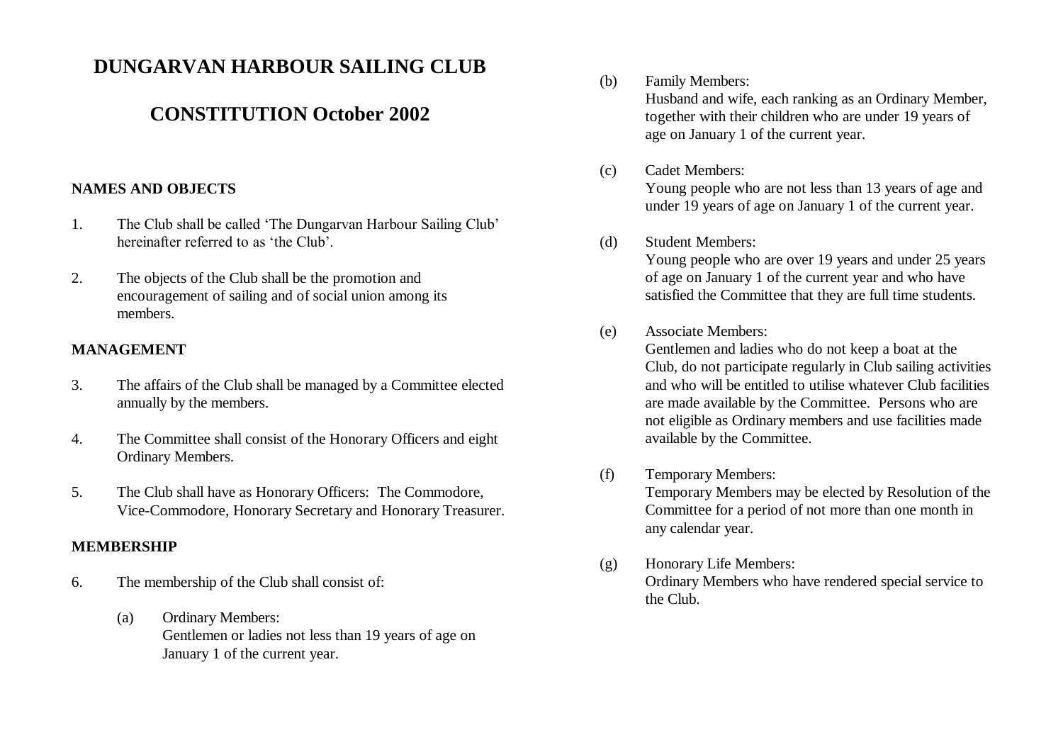# DUNGARVAN HARBOUR SAILING CLUB

# CONSTITUTION October 2002

### NAMES AND OBJECTS

1. The Club shall be called 'The Dungarvan Harbour Sailing Club' hereinafter referred to as 'the Club'.

2. The objects of the Club shall be the promotion and encouragement of sailing and of social union among its members.

### MANAGEMENT

3. The affairs of the Club shall be managed by a Committee elected annually by the members.

4. The Committee shall consist of the Honorary Officers and eight Ordinary Members.

5. The Club shall have as Honorary Officers: The Commodore, Vice-Commodore, Honorary Secretary and Honorary Treasurer.

### MEMBERSHIP

6. The membership of the Club shall consist of:

   (a) Ordinary Members:
   Gentlemen or ladies not less than 19 years of age on January 1 of the current year.

   (b) Family Members:
   Husband and wife, each ranking as an Ordinary Member, together with their children who are under 19 years of age on January 1 of the current year.

   (c) Cadet Members:
   Young people who are not less than 13 years of age and under 19 years of age on January 1 of the current year.

   (d) Student Members:
   Young people who are over 19 years and under 25 years of age on January 1 of the current year and who have satisfied the Committee that they are full time students.

   (e) Associate Members:
   Gentlemen and ladies who do not keep a boat at the Club, do not participate regularly in Club sailing activities and who will be entitled to utilise whatever Club facilities are made available by the Committee. Persons who are not eligible as Ordinary members and use facilities made available by the Committee.

   (f) Temporary Members:
   Temporary Members may be elected by Resolution of the Committee for a period of not more than one month in any calendar year.

   (g) Honorary Life Members:
   Ordinary Members who have rendered special service to the Club.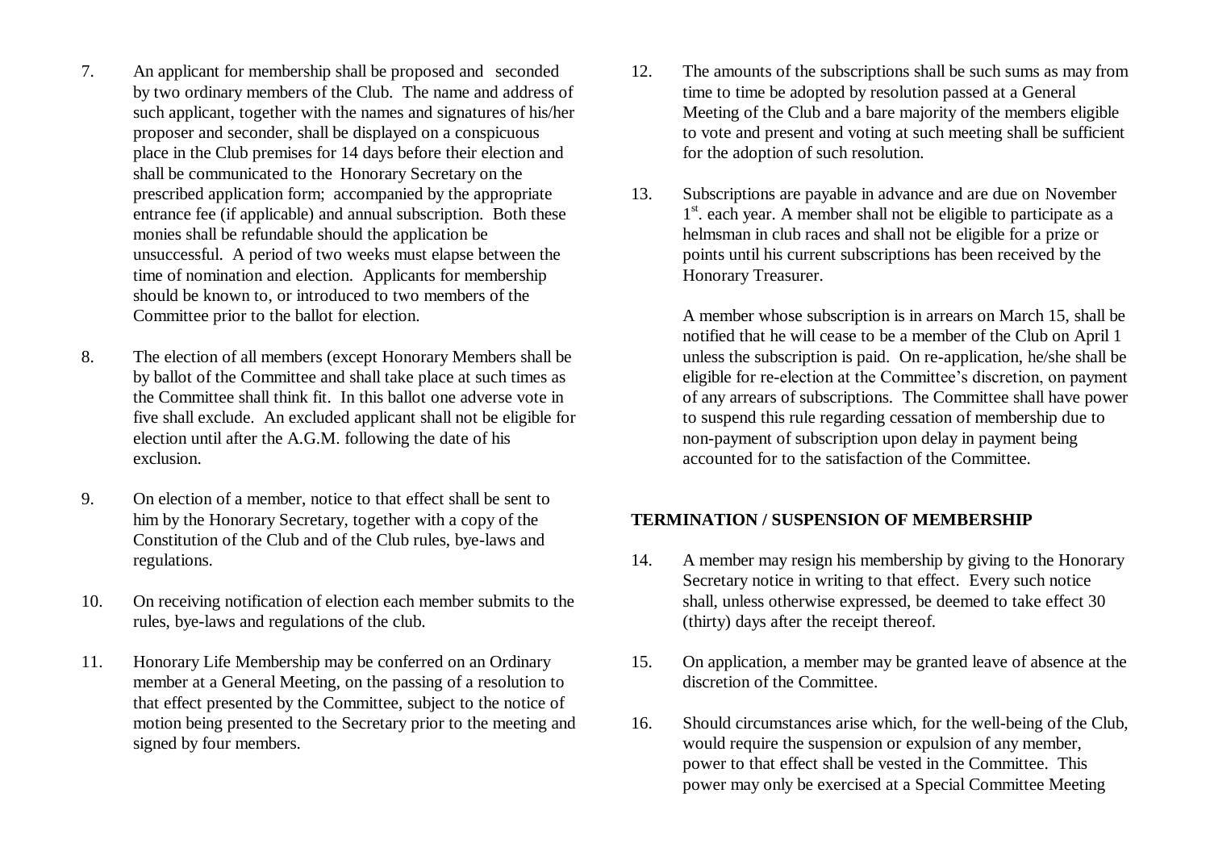7. An applicant for membership shall be proposed and seconded by two ordinary members of the Club. The name and address of such applicant, together with the names and signatures of his/her proposer and seconder, shall be displayed on a conspicuous place in the Club premises for 14 days before their election and shall be communicated to the Honorary Secretary on the prescribed application form; accompanied by the appropriate entrance fee (if applicable) and annual subscription. Both these monies shall be refundable should the application be unsuccessful. A period of two weeks must elapse between the time of nomination and election. Applicants for membership should be known to, or introduced to two members of the Committee prior to the ballot for election.

8. The election of all members (except Honorary Members shall be by ballot of the Committee and shall take place at such times as the Committee shall think fit. In this ballot one adverse vote in five shall exclude. An excluded applicant shall not be eligible for election until after the A.G.M. following the date of his exclusion.

9. On election of a member, notice to that effect shall be sent to him by the Honorary Secretary, together with a copy of the Constitution of the Club and of the Club rules, bye-laws and regulations.

10. On receiving notification of election each member submits to the rules, bye-laws and regulations of the club.

11. Honorary Life Membership may be conferred on an Ordinary member at a General Meeting, on the passing of a resolution to that effect presented by the Committee, subject to the notice of motion being presented to the Secretary prior to the meeting and signed by four members.

12. The amounts of the subscriptions shall be such sums as may from time to time be adopted by resolution passed at a General Meeting of the Club and a bare majority of the members eligible to vote and present and voting at such meeting shall be sufficient for the adoption of such resolution.

13. Subscriptions are payable in advance and are due on November 1st. each year. A member shall not be eligible to participate as a helmsman in club races and shall not be eligible for a prize or points until his current subscriptions has been received by the Honorary Treasurer.

    A member whose subscription is in arrears on March 15, shall be notified that he will cease to be a member of the Club on April 1 unless the subscription is paid. On re-application, he/she shall be eligible for re-election at the Committee's discretion, on payment of any arrears of subscriptions. The Committee shall have power to suspend this rule regarding cessation of membership due to non-payment of subscription upon delay in payment being accounted for to the satisfaction of the Committee.

**TERMINATION / SUSPENSION OF MEMBERSHIP**

14. A member may resign his membership by giving to the Honorary Secretary notice in writing to that effect. Every such notice shall, unless otherwise expressed, be deemed to take effect 30 (thirty) days after the receipt thereof.

15. On application, a member may be granted leave of absence at the discretion of the Committee.

16. Should circumstances arise which, for the well-being of the Club, would require the suspension or expulsion of any member, power to that effect shall be vested in the Committee. This power may only be exercised at a Special Committee Meeting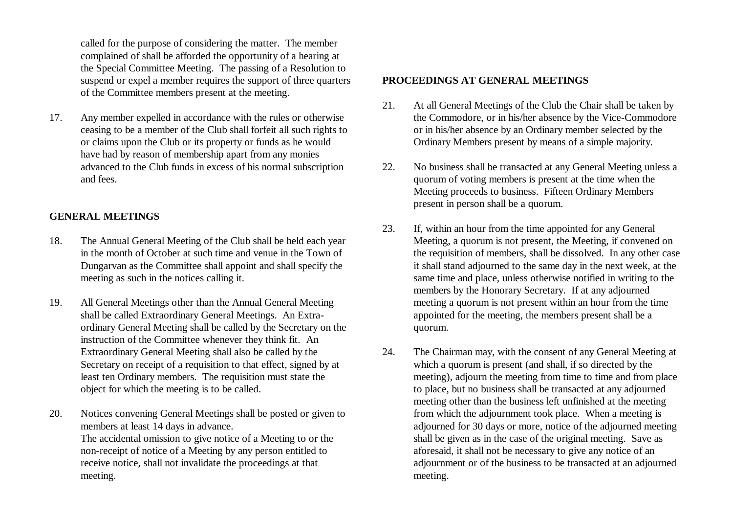called for the purpose of considering the matter. The member complained of shall be afforded the opportunity of a hearing at the Special Committee Meeting. The passing of a Resolution to suspend or expel a member requires the support of three quarters of the Committee members present at the meeting.

17. Any member expelled in accordance with the rules or otherwise ceasing to be a member of the Club shall forfeit all such rights to or claims upon the Club or its property or funds as he would have had by reason of membership apart from any monies advanced to the Club funds in excess of his normal subscription and fees.

## GENERAL MEETINGS

18. The Annual General Meeting of the Club shall be held each year in the month of October at such time and venue in the Town of Dungarvan as the Committee shall appoint and shall specify the meeting as such in the notices calling it.

19. All General Meetings other than the Annual General Meeting shall be called Extraordinary General Meetings. An Extra-ordinary General Meeting shall be called by the Secretary on the instruction of the Committee whenever they think fit. An Extraordinary General Meeting shall also be called by the Secretary on receipt of a requisition to that effect, signed by at least ten Ordinary members. The requisition must state the object for which the meeting is to be called.

20. Notices convening General Meetings shall be posted or given to members at least 14 days in advance.
The accidental omission to give notice of a Meeting to or the non-receipt of notice of a Meeting by any person entitled to receive notice, shall not invalidate the proceedings at that meeting.

## PROCEEDINGS AT GENERAL MEETINGS

21. At all General Meetings of the Club the Chair shall be taken by the Commodore, or in his/her absence by the Vice-Commodore or in his/her absence by an Ordinary member selected by the Ordinary Members present by means of a simple majority.

22. No business shall be transacted at any General Meeting unless a quorum of voting members is present at the time when the Meeting proceeds to business. Fifteen Ordinary Members present in person shall be a quorum.

23. If, within an hour from the time appointed for any General Meeting, a quorum is not present, the Meeting, if convened on the requisition of members, shall be dissolved. In any other case it shall stand adjourned to the same day in the next week, at the same time and place, unless otherwise notified in writing to the members by the Honorary Secretary. If at any adjourned meeting a quorum is not present within an hour from the time appointed for the meeting, the members present shall be a quorum.

24. The Chairman may, with the consent of any General Meeting at which a quorum is present (and shall, if so directed by the meeting), adjourn the meeting from time to time and from place to place, but no business shall be transacted at any adjourned meeting other than the business left unfinished at the meeting from which the adjournment took place. When a meeting is adjourned for 30 days or more, notice of the adjourned meeting shall be given as in the case of the original meeting. Save as aforesaid, it shall not be necessary to give any notice of an adjournment or of the business to be transacted at an adjourned meeting.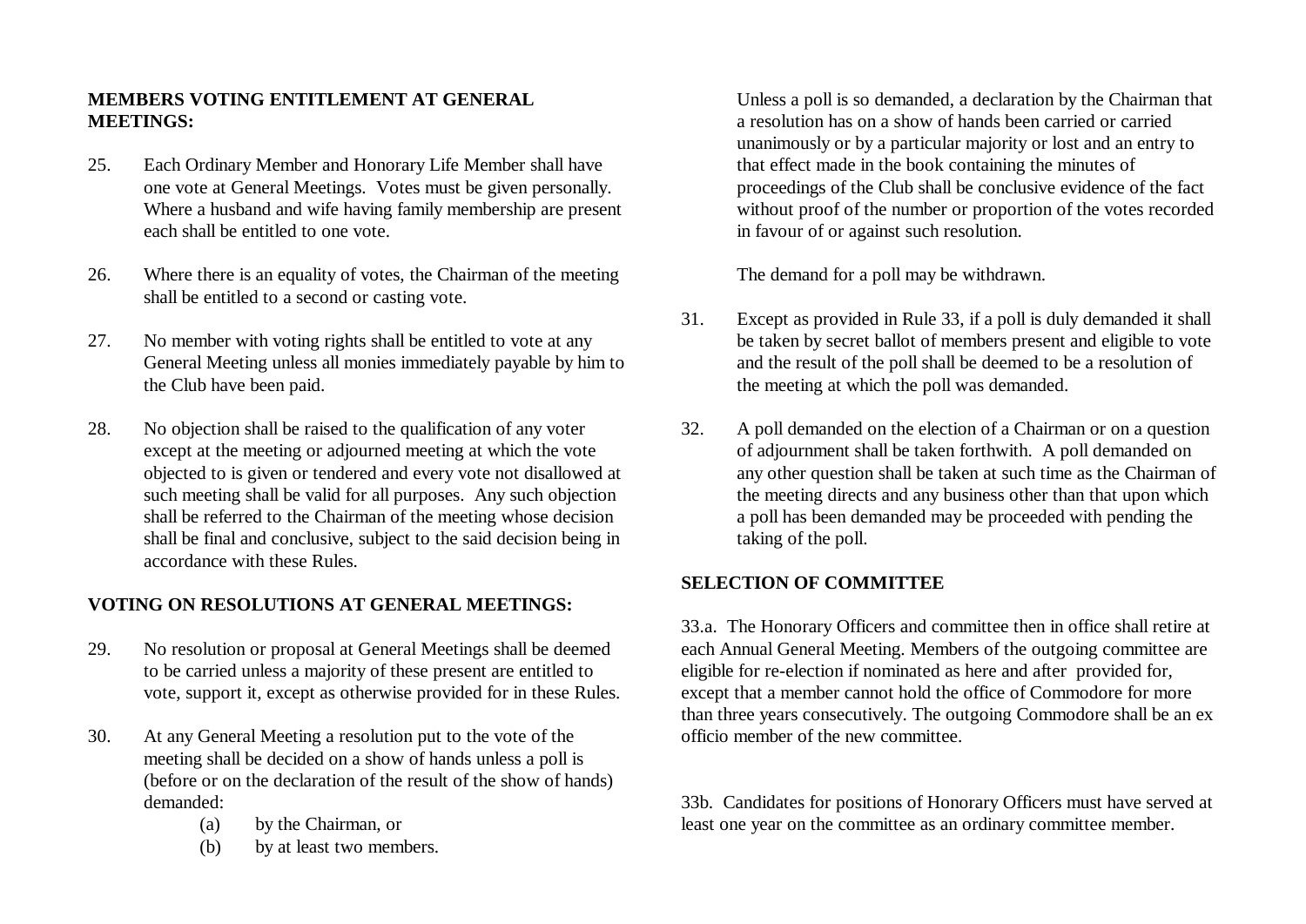## MEMBERS VOTING ENTITLEMENT AT GENERAL MEETINGS:

25. Each Ordinary Member and Honorary Life Member shall have one vote at General Meetings. Votes must be given personally. Where a husband and wife having family membership are present each shall be entitled to one vote.

26. Where there is an equality of votes, the Chairman of the meeting shall be entitled to a second or casting vote.

27. No member with voting rights shall be entitled to vote at any General Meeting unless all monies immediately payable by him to the Club have been paid.

28. No objection shall be raised to the qualification of any voter except at the meeting or adjourned meeting at which the vote objected to is given or tendered and every vote not disallowed at such meeting shall be valid for all purposes. Any such objection shall be referred to the Chairman of the meeting whose decision shall be final and conclusive, subject to the said decision being in accordance with these Rules.

## VOTING ON RESOLUTIONS AT GENERAL MEETINGS:

29. No resolution or proposal at General Meetings shall be deemed to be carried unless a majority of these present are entitled to vote, support it, except as otherwise provided for in these Rules.

30. At any General Meeting a resolution put to the vote of the meeting shall be decided on a show of hands unless a poll is (before or on the declaration of the result of the show of hands) demanded:

    (a) by the Chairman, or
    (b) by at least two members.

    Unless a poll is so demanded, a declaration by the Chairman that a resolution has on a show of hands been carried or carried unanimously or by a particular majority or lost and an entry to that effect made in the book containing the minutes of proceedings of the Club shall be conclusive evidence of the fact without proof of the number or proportion of the votes recorded in favour of or against such resolution.

    The demand for a poll may be withdrawn.

31. Except as provided in Rule 33, if a poll is duly demanded it shall be taken by secret ballot of members present and eligible to vote and the result of the poll shall be deemed to be a resolution of the meeting at which the poll was demanded.

32. A poll demanded on the election of a Chairman or on a question of adjournment shall be taken forthwith. A poll demanded on any other question shall be taken at such time as the Chairman of the meeting directs and any business other than that upon which a poll has been demanded may be proceeded with pending the taking of the poll.

## SELECTION OF COMMITTEE

33.a. The Honorary Officers and committee then in office shall retire at each Annual General Meeting. Members of the outgoing committee are eligible for re-election if nominated as here and after provided for, except that a member cannot hold the office of Commodore for more than three years consecutively. The outgoing Commodore shall be an ex officio member of the new committee.

33b. Candidates for positions of Honorary Officers must have served at least one year on the committee as an ordinary committee member.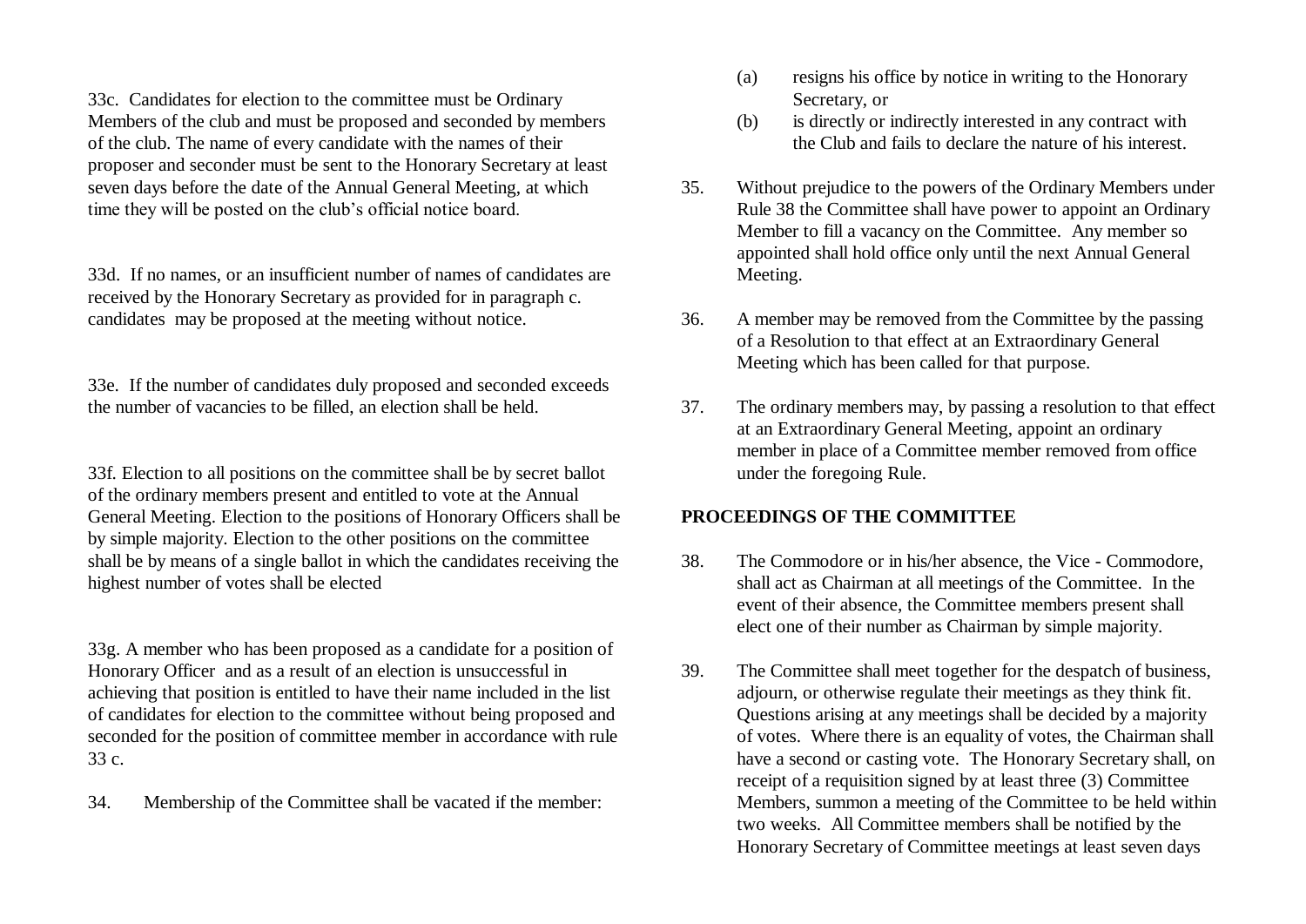33c. Candidates for election to the committee must be Ordinary Members of the club and must be proposed and seconded by members of the club. The name of every candidate with the names of their proposer and seconder must be sent to the Honorary Secretary at least seven days before the date of the Annual General Meeting, at which time they will be posted on the club's official notice board.

33d. If no names, or an insufficient number of names of candidates are received by the Honorary Secretary as provided for in paragraph c. candidates may be proposed at the meeting without notice.

33e. If the number of candidates duly proposed and seconded exceeds the number of vacancies to be filled, an election shall be held.

33f. Election to all positions on the committee shall be by secret ballot of the ordinary members present and entitled to vote at the Annual General Meeting. Election to the positions of Honorary Officers shall be by simple majority. Election to the other positions on the committee shall be by means of a single ballot in which the candidates receiving the highest number of votes shall be elected

33g. A member who has been proposed as a candidate for a position of Honorary Officer and as a result of an election is unsuccessful in achieving that position is entitled to have their name included in the list of candidates for election to the committee without being proposed and seconded for the position of committee member in accordance with rule 33 c.

34. Membership of the Committee shall be vacated if the member:

(a) resigns his office by notice in writing to the Honorary Secretary, or

(b) is directly or indirectly interested in any contract with the Club and fails to declare the nature of his interest.

35. Without prejudice to the powers of the Ordinary Members under Rule 38 the Committee shall have power to appoint an Ordinary Member to fill a vacancy on the Committee. Any member so appointed shall hold office only until the next Annual General Meeting.

36. A member may be removed from the Committee by the passing of a Resolution to that effect at an Extraordinary General Meeting which has been called for that purpose.

37. The ordinary members may, by passing a resolution to that effect at an Extraordinary General Meeting, appoint an ordinary member in place of a Committee member removed from office under the foregoing Rule.

## PROCEEDINGS OF THE COMMITTEE

38. The Commodore or in his/her absence, the Vice - Commodore, shall act as Chairman at all meetings of the Committee. In the event of their absence, the Committee members present shall elect one of their number as Chairman by simple majority.

39. The Committee shall meet together for the despatch of business, adjourn, or otherwise regulate their meetings as they think fit. Questions arising at any meetings shall be decided by a majority of votes. Where there is an equality of votes, the Chairman shall have a second or casting vote. The Honorary Secretary shall, on receipt of a requisition signed by at least three (3) Committee Members, summon a meeting of the Committee to be held within two weeks. All Committee members shall be notified by the Honorary Secretary of Committee meetings at least seven days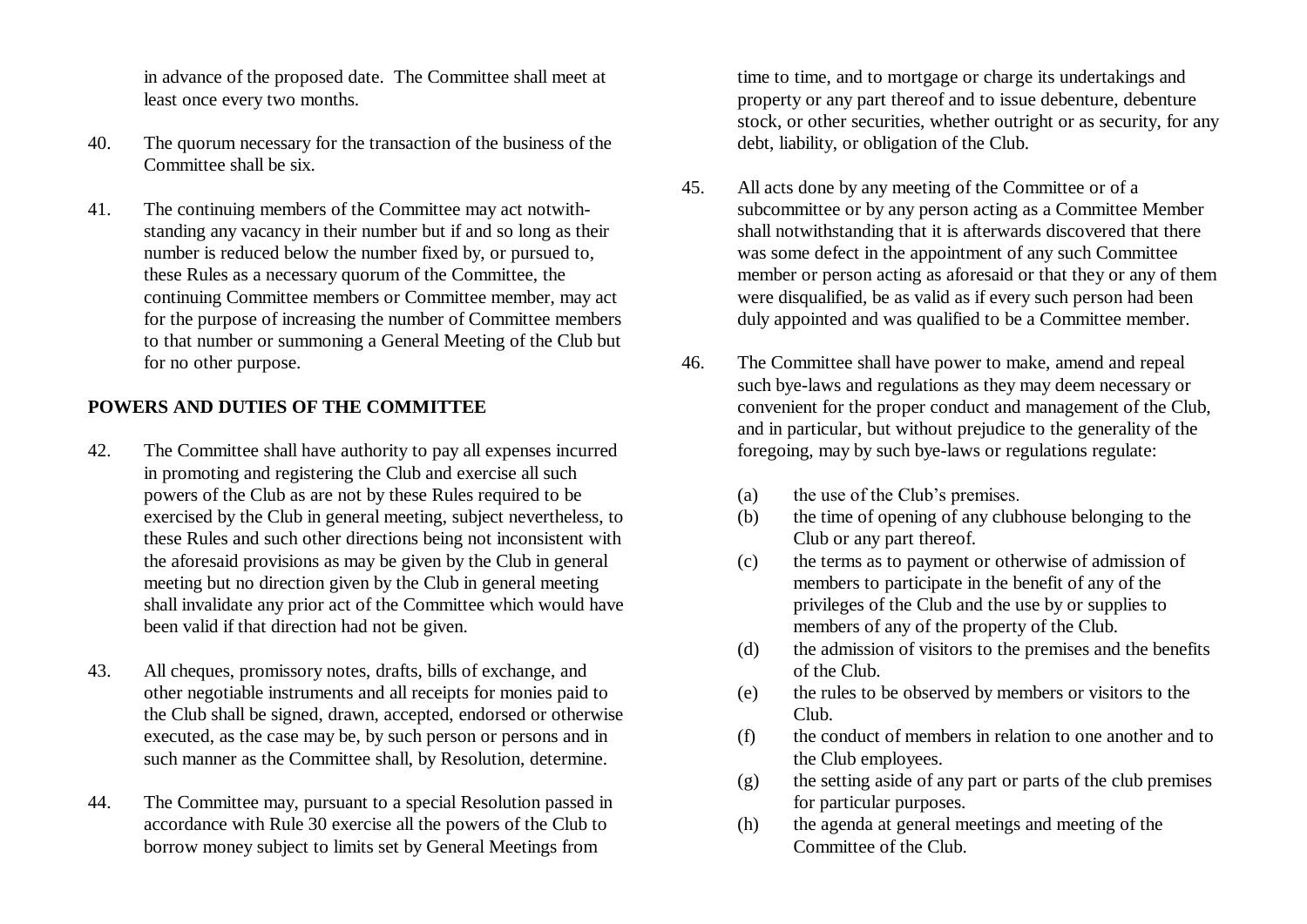in advance of the proposed date. The Committee shall meet at least once every two months.

40. The quorum necessary for the transaction of the business of the Committee shall be six.

41. The continuing members of the Committee may act notwithstanding any vacancy in their number but if and so long as their number is reduced below the number fixed by, or pursued to, these Rules as a necessary quorum of the Committee, the continuing Committee members or Committee member, may act for the purpose of increasing the number of Committee members to that number or summoning a General Meeting of the Club but for no other purpose.

## POWERS AND DUTIES OF THE COMMITTEE

42. The Committee shall have authority to pay all expenses incurred in promoting and registering the Club and exercise all such powers of the Club as are not by these Rules required to be exercised by the Club in general meeting, subject nevertheless, to these Rules and such other directions being not inconsistent with the aforesaid provisions as may be given by the Club in general meeting but no direction given by the Club in general meeting shall invalidate any prior act of the Committee which would have been valid if that direction had not be given.

43. All cheques, promissory notes, drafts, bills of exchange, and other negotiable instruments and all receipts for monies paid to the Club shall be signed, drawn, accepted, endorsed or otherwise executed, as the case may be, by such person or persons and in such manner as the Committee shall, by Resolution, determine.

44. The Committee may, pursuant to a special Resolution passed in accordance with Rule 30 exercise all the powers of the Club to borrow money subject to limits set by General Meetings from time to time, and to mortgage or charge its undertakings and property or any part thereof and to issue debenture, debenture stock, or other securities, whether outright or as security, for any debt, liability, or obligation of the Club.

45. All acts done by any meeting of the Committee or of a subcommittee or by any person acting as a Committee Member shall notwithstanding that it is afterwards discovered that there was some defect in the appointment of any such Committee member or person acting as aforesaid or that they or any of them were disqualified, be as valid as if every such person had been duly appointed and was qualified to be a Committee member.

46. The Committee shall have power to make, amend and repeal such bye-laws and regulations as they may deem necessary or convenient for the proper conduct and management of the Club, and in particular, but without prejudice to the generality of the foregoing, may by such bye-laws or regulations regulate:

(a) the use of the Club's premises.
(b) the time of opening of any clubhouse belonging to the Club or any part thereof.
(c) the terms as to payment or otherwise of admission of members to participate in the benefit of any of the privileges of the Club and the use by or supplies to members of any of the property of the Club.
(d) the admission of visitors to the premises and the benefits of the Club.
(e) the rules to be observed by members or visitors to the Club.
(f) the conduct of members in relation to one another and to the Club employees.
(g) the setting aside of any part or parts of the club premises for particular purposes.
(h) the agenda at general meetings and meeting of the Committee of the Club.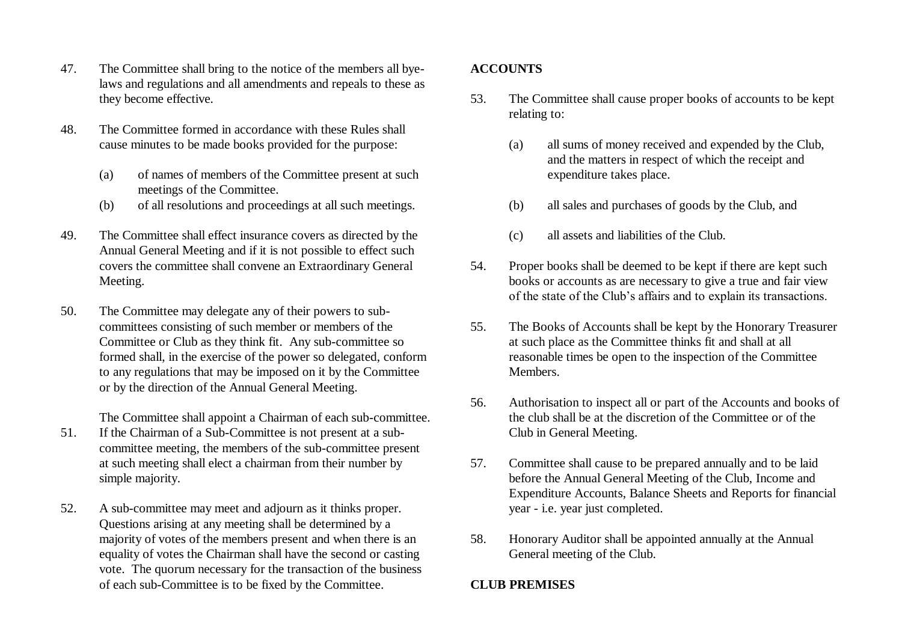47. The Committee shall bring to the notice of the members all bye-laws and regulations and all amendments and repeals to these as they become effective.

48. The Committee formed in accordance with these Rules shall cause minutes to be made books provided for the purpose:

    (a) of names of members of the Committee present at such meetings of the Committee.
    (b) of all resolutions and proceedings at all such meetings.

49. The Committee shall effect insurance covers as directed by the Annual General Meeting and if it is not possible to effect such covers the committee shall convene an Extraordinary General Meeting.

50. The Committee may delegate any of their powers to sub-committees consisting of such member or members of the Committee or Club as they think fit. Any sub-committee so formed shall, in the exercise of the power so delegated, conform to any regulations that may be imposed on it by the Committee or by the direction of the Annual General Meeting.

51. The Committee shall appoint a Chairman of each sub-committee. If the Chairman of a Sub-Committee is not present at a sub-committee meeting, the members of the sub-committee present at such meeting shall elect a chairman from their number by simple majority.

52. A sub-committee may meet and adjourn as it thinks proper. Questions arising at any meeting shall be determined by a majority of votes of the members present and when there is an equality of votes the Chairman shall have the second or casting vote. The quorum necessary for the transaction of the business of each sub-Committee is to be fixed by the Committee.

**ACCOUNTS**

53. The Committee shall cause proper books of accounts to be kept relating to:

    (a) all sums of money received and expended by the Club, and the matters in respect of which the receipt and expenditure takes place.

    (b) all sales and purchases of goods by the Club, and

    (c) all assets and liabilities of the Club.

54. Proper books shall be deemed to be kept if there are kept such books or accounts as are necessary to give a true and fair view of the state of the Club's affairs and to explain its transactions.

55. The Books of Accounts shall be kept by the Honorary Treasurer at such place as the Committee thinks fit and shall at all reasonable times be open to the inspection of the Committee Members.

56. Authorisation to inspect all or part of the Accounts and books of the club shall be at the discretion of the Committee or of the Club in General Meeting.

57. Committee shall cause to be prepared annually and to be laid before the Annual General Meeting of the Club, Income and Expenditure Accounts, Balance Sheets and Reports for financial year - i.e. year just completed.

58. Honorary Auditor shall be appointed annually at the Annual General meeting of the Club.

**CLUB PREMISES**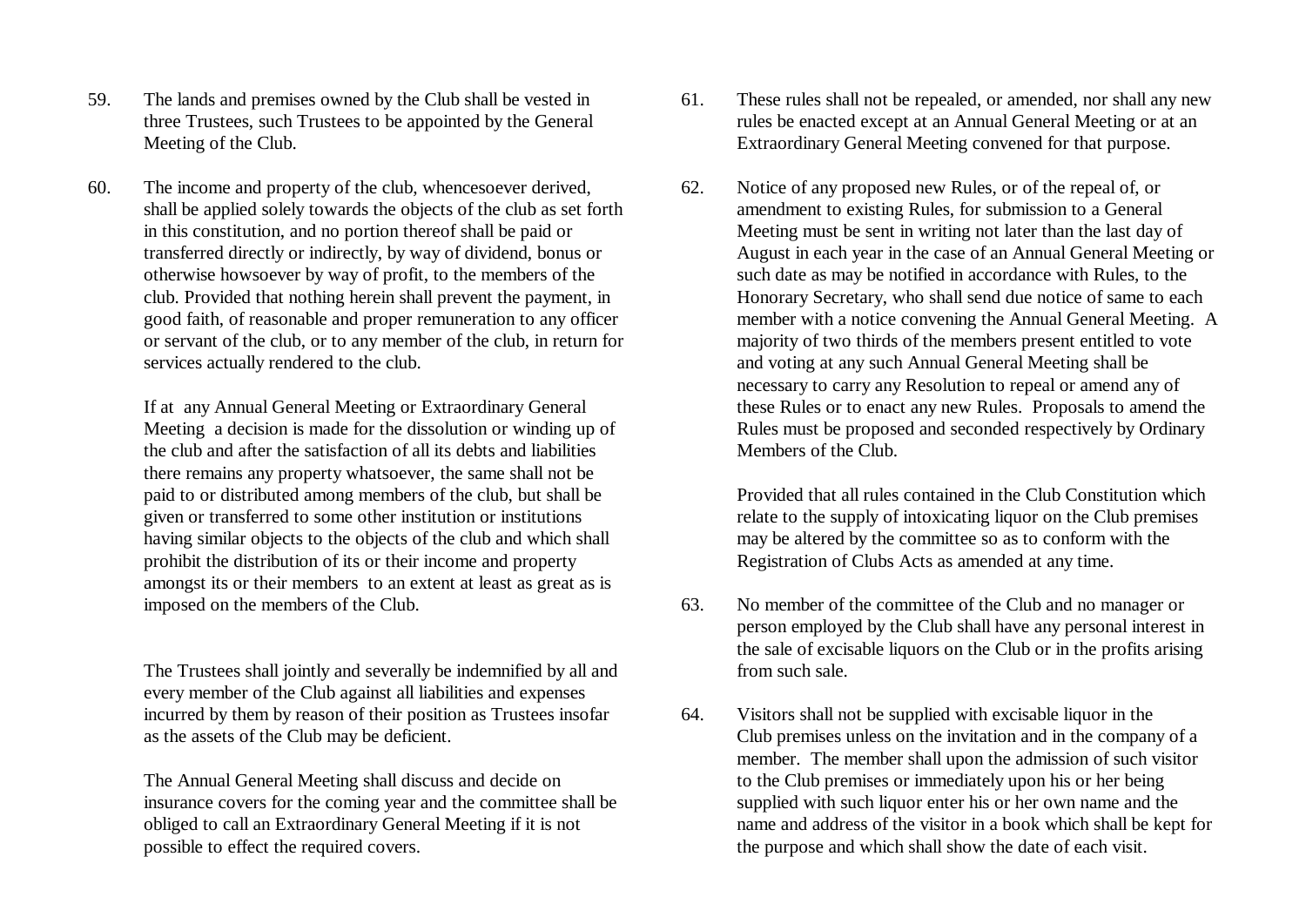59. The lands and premises owned by the Club shall be vested in three Trustees, such Trustees to be appointed by the General Meeting of the Club.

60. The income and property of the club, whencesoever derived, shall be applied solely towards the objects of the club as set forth in this constitution, and no portion thereof shall be paid or transferred directly or indirectly, by way of dividend, bonus or otherwise howsoever by way of profit, to the members of the club. Provided that nothing herein shall prevent the payment, in good faith, of reasonable and proper remuneration to any officer or servant of the club, or to any member of the club, in return for services actually rendered to the club.

    If at any Annual General Meeting or Extraordinary General Meeting a decision is made for the dissolution or winding up of the club and after the satisfaction of all its debts and liabilities there remains any property whatsoever, the same shall not be paid to or distributed among members of the club, but shall be given or transferred to some other institution or institutions having similar objects to the objects of the club and which shall prohibit the distribution of its or their income and property amongst its or their members to an extent at least as great as is imposed on the members of the Club.

    The Trustees shall jointly and severally be indemnified by all and every member of the Club against all liabilities and expenses incurred by them by reason of their position as Trustees insofar as the assets of the Club may be deficient.

    The Annual General Meeting shall discuss and decide on insurance covers for the coming year and the committee shall be obliged to call an Extraordinary General Meeting if it is not possible to effect the required covers.

61. These rules shall not be repealed, or amended, nor shall any new rules be enacted except at an Annual General Meeting or at an Extraordinary General Meeting convened for that purpose.

62. Notice of any proposed new Rules, or of the repeal of, or amendment to existing Rules, for submission to a General Meeting must be sent in writing not later than the last day of August in each year in the case of an Annual General Meeting or such date as may be notified in accordance with Rules, to the Honorary Secretary, who shall send due notice of same to each member with a notice convening the Annual General Meeting. A majority of two thirds of the members present entitled to vote and voting at any such Annual General Meeting shall be necessary to carry any Resolution to repeal or amend any of these Rules or to enact any new Rules. Proposals to amend the Rules must be proposed and seconded respectively by Ordinary Members of the Club.

    Provided that all rules contained in the Club Constitution which relate to the supply of intoxicating liquor on the Club premises may be altered by the committee so as to conform with the Registration of Clubs Acts as amended at any time.

63. No member of the committee of the Club and no manager or person employed by the Club shall have any personal interest in the sale of excisable liquors on the Club or in the profits arising from such sale.

64. Visitors shall not be supplied with excisable liquor in the Club premises unless on the invitation and in the company of a member. The member shall upon the admission of such visitor to the Club premises or immediately upon his or her being supplied with such liquor enter his or her own name and the name and address of the visitor in a book which shall be kept for the purpose and which shall show the date of each visit.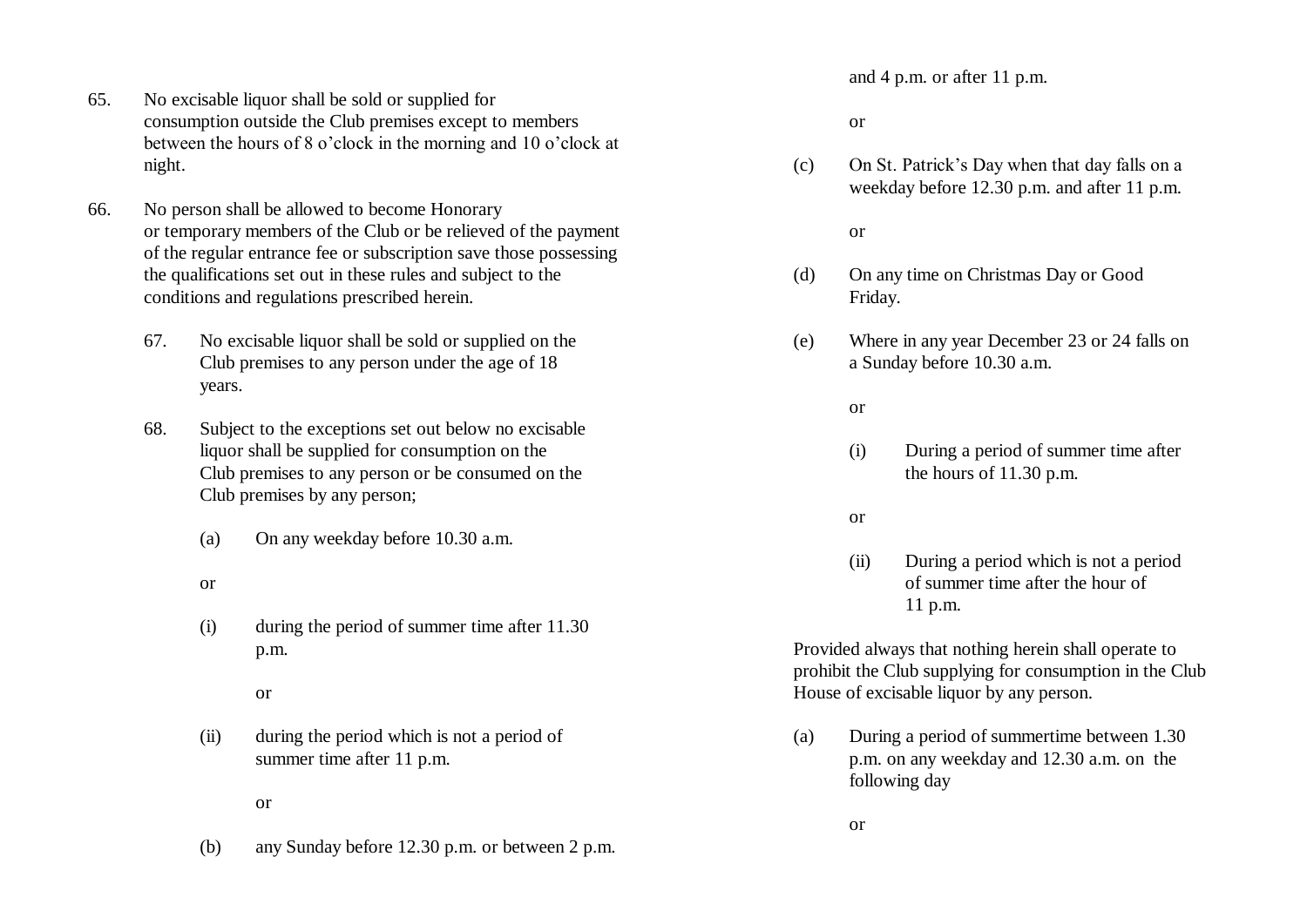65. No excisable liquor shall be sold or supplied for consumption outside the Club premises except to members between the hours of 8 o'clock in the morning and 10 o'clock at night.

66. No person shall be allowed to become Honorary or temporary members of the Club or be relieved of the payment of the regular entrance fee or subscription save those possessing the qualifications set out in these rules and subject to the conditions and regulations prescribed herein.

67. No excisable liquor shall be sold or supplied on the Club premises to any person under the age of 18 years.

68. Subject to the exceptions set out below no excisable liquor shall be supplied for consumption on the Club premises to any person or be consumed on the Club premises by any person;

(a) On any weekday before 10.30 a.m.

or

(i) during the period of summer time after 11.30 p.m.

or

(ii) during the period which is not a period of summer time after 11 p.m.

or

(b) any Sunday before 12.30 p.m. or between 2 p.m. and 4 p.m. or after 11 p.m.

or

(c) On St. Patrick's Day when that day falls on a weekday before 12.30 p.m. and after 11 p.m.

or

(d) On any time on Christmas Day or Good Friday.

(e) Where in any year December 23 or 24 falls on a Sunday before 10.30 a.m.

or

(i) During a period of summer time after the hours of 11.30 p.m.

or

(ii) During a period which is not a period of summer time after the hour of 11 p.m.

Provided always that nothing herein shall operate to prohibit the Club supplying for consumption in the Club House of excisable liquor by any person.

(a) During a period of summertime between 1.30 p.m. on any weekday and 12.30 a.m. on the following day

or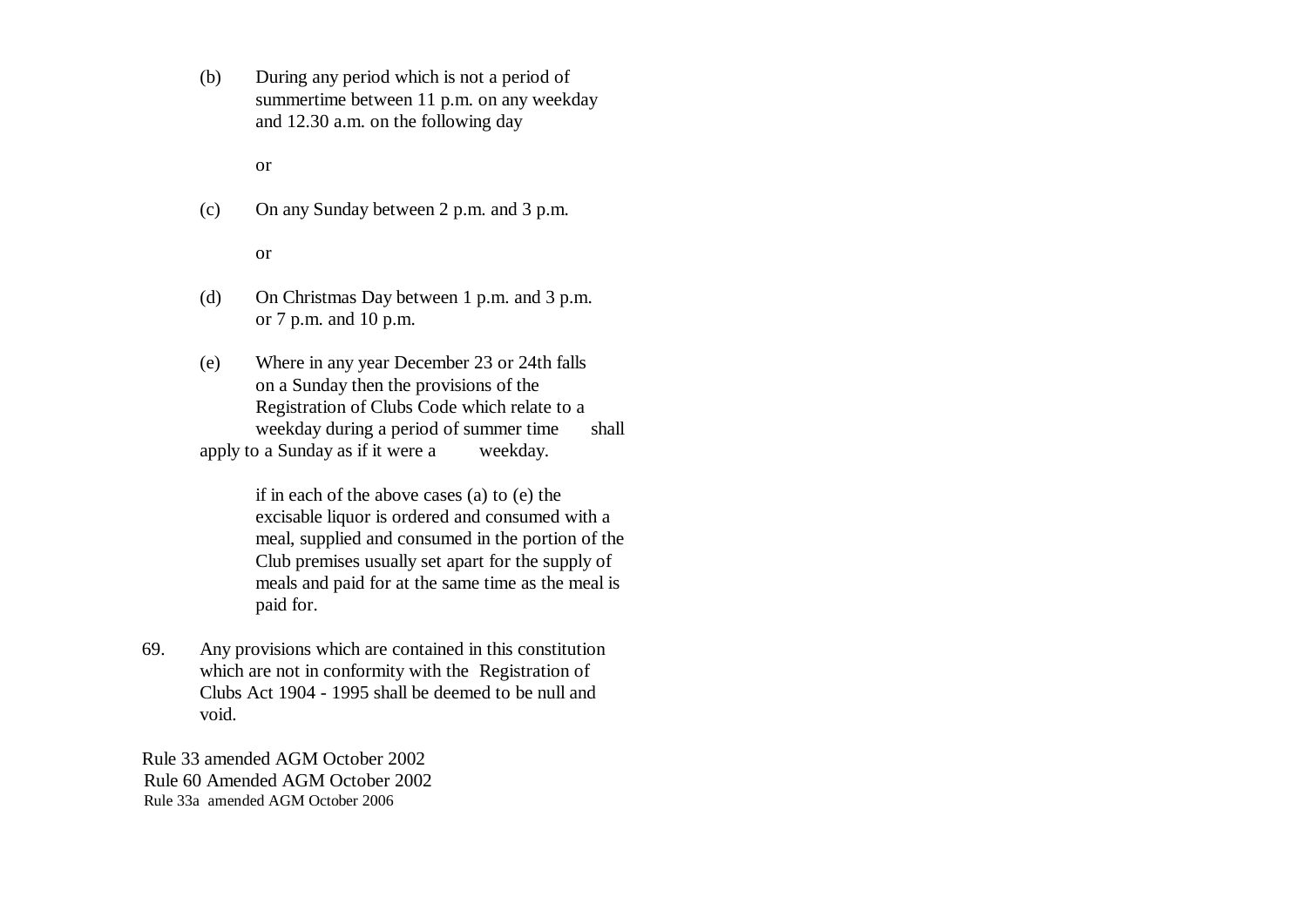(b) During any period which is not a period of summertime between 11 p.m. on any weekday and 12.30 a.m. on the following day

or

(c) On any Sunday between 2 p.m. and 3 p.m.

or

(d) On Christmas Day between 1 p.m. and 3 p.m. or 7 p.m. and 10 p.m.

(e) Where in any year December 23 or 24th falls on a Sunday then the provisions of the Registration of Clubs Code which relate to a weekday during a period of summer time shall apply to a Sunday as if it were a weekday.

if in each of the above cases (a) to (e) the excisable liquor is ordered and consumed with a meal, supplied and consumed in the portion of the Club premises usually set apart for the supply of meals and paid for at the same time as the meal is paid for.

69. Any provisions which are contained in this constitution which are not in conformity with the Registration of Clubs Act 1904 - 1995 shall be deemed to be null and void.

Rule 33 amended AGM October 2002
Rule 60 Amended AGM October 2002
Rule 33a amended AGM October 2006